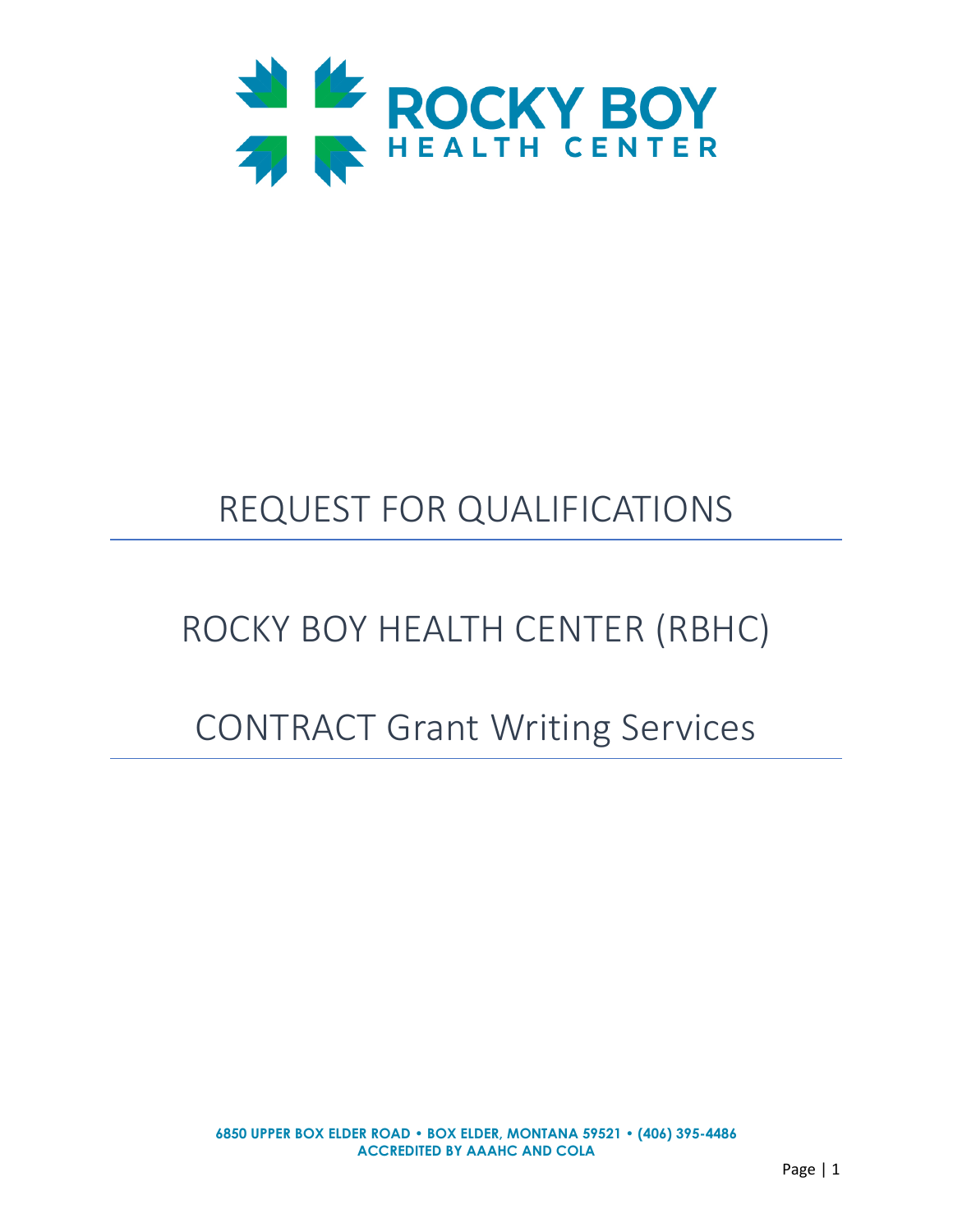ROCKY BOY HEALTH CENTER

# REQUEST FOR QUALIFICATIONS

# ROCKY BOY HEALTH CENTER (RBHC)

# CONTRACT Grant Writing Services

**6850 UPPER BOX ELDER ROAD • BOX ELDER, MONTANA 59521 • (406) 395-4486**
**ACCREDITED BY AAAHC AND COLA**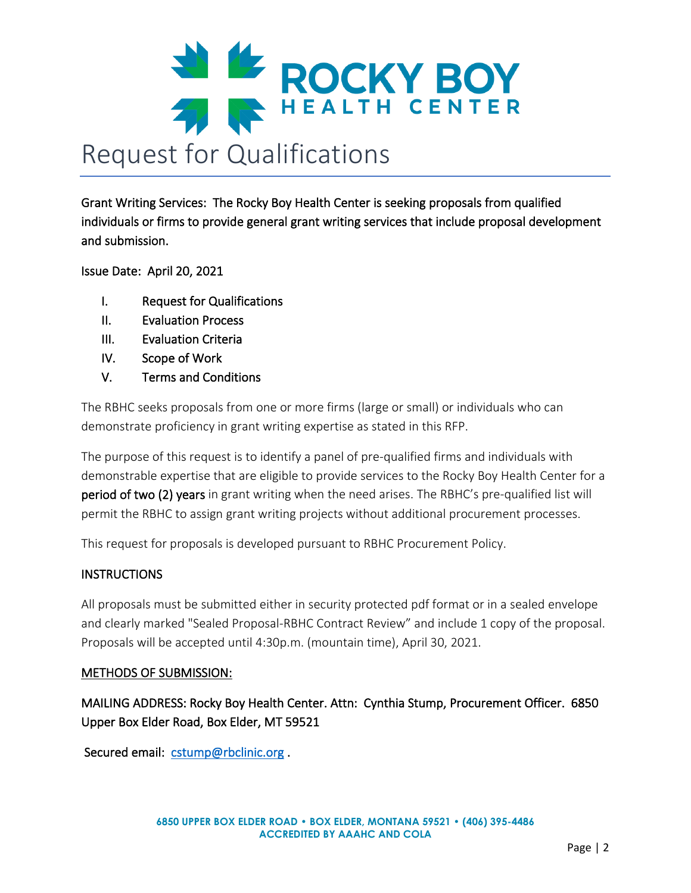# Request for Qualifications

Grant Writing Services: The Rocky Boy Health Center is seeking proposals from qualified individuals or firms to provide general grant writing services that include proposal development and submission.

Issue Date: April 20, 2021

I. Request for Qualifications
II. Evaluation Process
III. Evaluation Criteria
IV. Scope of Work
V. Terms and Conditions

The RBHC seeks proposals from one or more firms (large or small) or individuals who can demonstrate proficiency in grant writing expertise as stated in this RFP.

The purpose of this request is to identify a panel of pre-qualified firms and individuals with demonstrable expertise that are eligible to provide services to the Rocky Boy Health Center for a **period of two (2) years** in grant writing when the need arises. The RBHC's pre-qualified list will permit the RBHC to assign grant writing projects without additional procurement processes.

This request for proposals is developed pursuant to RBHC Procurement Policy.

## INSTRUCTIONS

All proposals must be submitted either in security protected pdf format or in a sealed envelope and clearly marked "Sealed Proposal-RBHC Contract Review" and include 1 copy of the proposal. Proposals will be accepted until 4:30p.m. (mountain time), April 30, 2021.

## METHODS OF SUBMISSION:

MAILING ADDRESS: Rocky Boy Health Center. Attn: Cynthia Stump, Procurement Officer. 6850 Upper Box Elder Road, Box Elder, MT 59521

Secured email: cstump@rbclinic.org .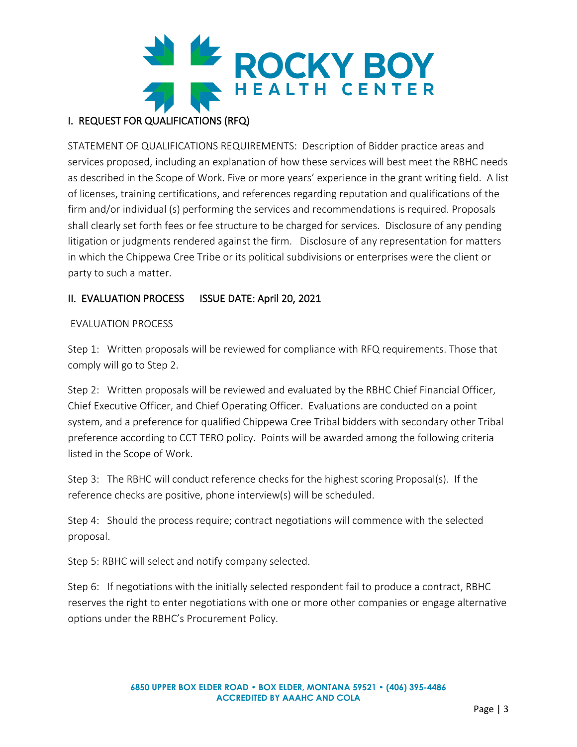## I. REQUEST FOR QUALIFICATIONS (RFQ)

STATEMENT OF QUALIFICATIONS REQUIREMENTS: Description of Bidder practice areas and services proposed, including an explanation of how these services will best meet the RBHC needs as described in the Scope of Work. Five or more years' experience in the grant writing field. A list of licenses, training certifications, and references regarding reputation and qualifications of the firm and/or individual (s) performing the services and recommendations is required. Proposals shall clearly set forth fees or fee structure to be charged for services. Disclosure of any pending litigation or judgments rendered against the firm. Disclosure of any representation for matters in which the Chippewa Cree Tribe or its political subdivisions or enterprises were the client or party to such a matter.

## II. EVALUATION PROCESS ISSUE DATE: April 20, 2021

EVALUATION PROCESS

Step 1: Written proposals will be reviewed for compliance with RFQ requirements. Those that comply will go to Step 2.

Step 2: Written proposals will be reviewed and evaluated by the RBHC Chief Financial Officer, Chief Executive Officer, and Chief Operating Officer. Evaluations are conducted on a point system, and a preference for qualified Chippewa Cree Tribal bidders with secondary other Tribal preference according to CCT TERO policy. Points will be awarded among the following criteria listed in the Scope of Work.

Step 3: The RBHC will conduct reference checks for the highest scoring Proposal(s). If the reference checks are positive, phone interview(s) will be scheduled.

Step 4: Should the process require; contract negotiations will commence with the selected proposal.

Step 5: RBHC will select and notify company selected.

Step 6: If negotiations with the initially selected respondent fail to produce a contract, RBHC reserves the right to enter negotiations with one or more other companies or engage alternative options under the RBHC's Procurement Policy.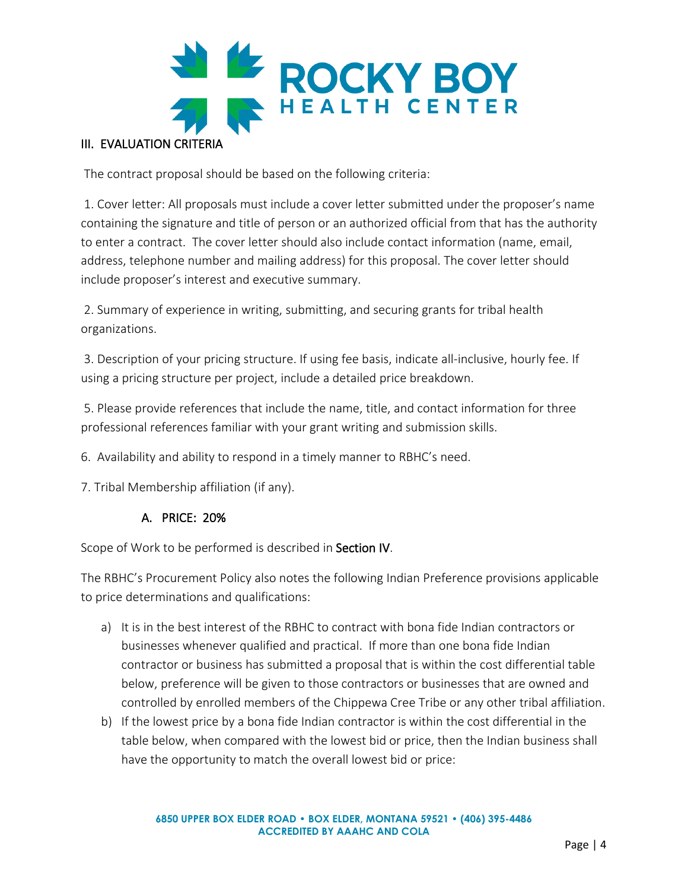## III. EVALUATION CRITERIA

The contract proposal should be based on the following criteria:

1. Cover letter: All proposals must include a cover letter submitted under the proposer's name containing the signature and title of person or an authorized official from that has the authority to enter a contract. The cover letter should also include contact information (name, email, address, telephone number and mailing address) for this proposal. The cover letter should include proposer's interest and executive summary.

2. Summary of experience in writing, submitting, and securing grants for tribal health organizations.

3. Description of your pricing structure. If using fee basis, indicate all-inclusive, hourly fee. If using a pricing structure per project, include a detailed price breakdown.

5. Please provide references that include the name, title, and contact information for three professional references familiar with your grant writing and submission skills.

6. Availability and ability to respond in a timely manner to RBHC's need.

7. Tribal Membership affiliation (if any).

### A. PRICE: 20%

Scope of Work to be performed is described in **Section IV**.

The RBHC's Procurement Policy also notes the following Indian Preference provisions applicable to price determinations and qualifications:

a) It is in the best interest of the RBHC to contract with bona fide Indian contractors or businesses whenever qualified and practical. If more than one bona fide Indian contractor or business has submitted a proposal that is within the cost differential table below, preference will be given to those contractors or businesses that are owned and controlled by enrolled members of the Chippewa Cree Tribe or any other tribal affiliation.

b) If the lowest price by a bona fide Indian contractor is within the cost differential in the table below, when compared with the lowest bid or price, then the Indian business shall have the opportunity to match the overall lowest bid or price: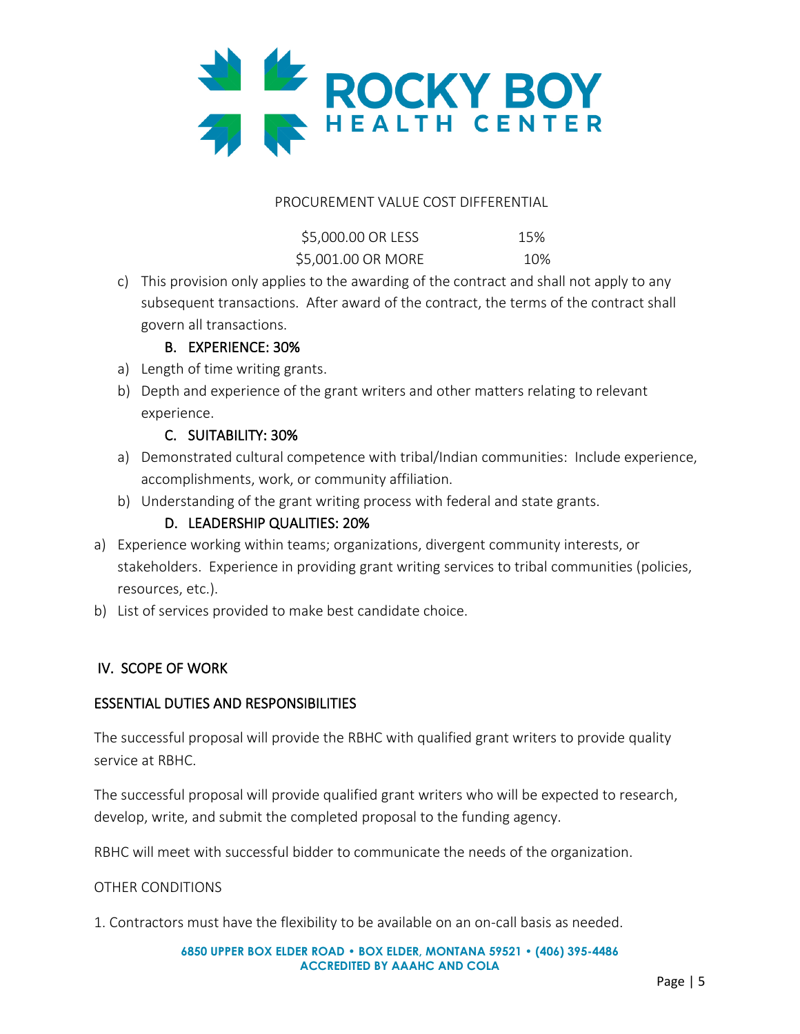PROCUREMENT VALUE COST DIFFERENTIAL

| | |
|---|---|
| $5,000.00 OR LESS | 15% |
| $5,001.00 OR MORE | 10% |

c) This provision only applies to the awarding of the contract and shall not apply to any subsequent transactions. After award of the contract, the terms of the contract shall govern all transactions.

### B. EXPERIENCE: 30%

a) Length of time writing grants.

b) Depth and experience of the grant writers and other matters relating to relevant experience.

### C. SUITABILITY: 30%

a) Demonstrated cultural competence with tribal/Indian communities: Include experience, accomplishments, work, or community affiliation.

b) Understanding of the grant writing process with federal and state grants.

### D. LEADERSHIP QUALITIES: 20%

a) Experience working within teams; organizations, divergent community interests, or stakeholders. Experience in providing grant writing services to tribal communities (policies, resources, etc.).

b) List of services provided to make best candidate choice.

## IV. SCOPE OF WORK

### ESSENTIAL DUTIES AND RESPONSIBILITIES

The successful proposal will provide the RBHC with qualified grant writers to provide quality service at RBHC.

The successful proposal will provide qualified grant writers who will be expected to research, develop, write, and submit the completed proposal to the funding agency.

RBHC will meet with successful bidder to communicate the needs of the organization.

OTHER CONDITIONS

1. Contractors must have the flexibility to be available on an on-call basis as needed.